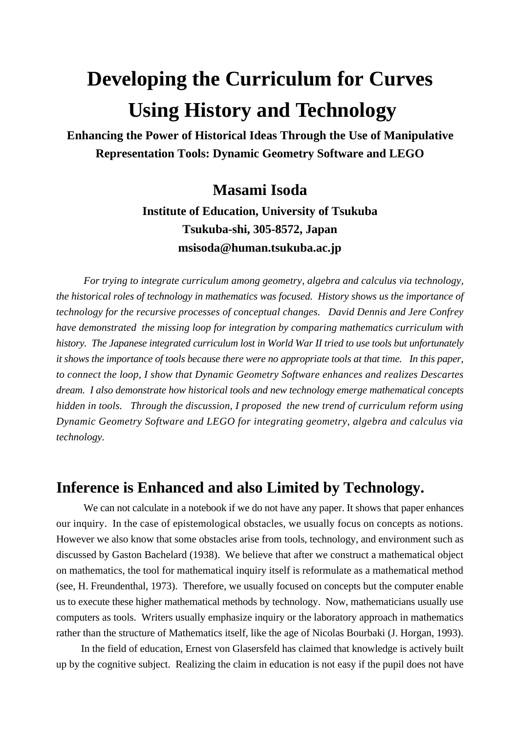# Developing the Curriculum for Curves Using History and Technology

**Enhancing the Power of Historical Ideas Through the Use of Manipulative Representation Tools: Dynamic Geometry Software and LEGO**

**Masami Isoda**

**Institute of Education, University of Tsukuba**
**Tsukuba-shi, 305-8572, Japan**
**msisoda@human.tsukuba.ac.jp**

*For trying to integrate curriculum among geometry, algebra and calculus via technology, the historical roles of technology in mathematics was focused. History shows us the importance of technology for the recursive processes of conceptual changes. David Dennis and Jere Confrey have demonstrated the missing loop for integration by comparing mathematics curriculum with history. The Japanese integrated curriculum lost in World War II tried to use tools but unfortunately it shows the importance of tools because there were no appropriate tools at that time. In this paper, to connect the loop, I show that Dynamic Geometry Software enhances and realizes Descartes dream. I also demonstrate how historical tools and new technology emerge mathematical concepts hidden in tools. Through the discussion, I proposed the new trend of curriculum reform using Dynamic Geometry Software and LEGO for integrating geometry, algebra and calculus via technology.*

## Inference is Enhanced and also Limited by Technology.

We can not calculate in a notebook if we do not have any paper. It shows that paper enhances our inquiry. In the case of epistemological obstacles, we usually focus on concepts as notions. However we also know that some obstacles arise from tools, technology, and environment such as discussed by Gaston Bachelard (1938). We believe that after we construct a mathematical object on mathematics, the tool for mathematical inquiry itself is reformulate as a mathematical method (see, H. Freundenthal, 1973). Therefore, we usually focused on concepts but the computer enable us to execute these higher mathematical methods by technology. Now, mathematicians usually use computers as tools. Writers usually emphasize inquiry or the laboratory approach in mathematics rather than the structure of Mathematics itself, like the age of Nicolas Bourbaki (J. Horgan, 1993).

In the field of education, Ernest von Glasersfeld has claimed that knowledge is actively built up by the cognitive subject. Realizing the claim in education is not easy if the pupil does not have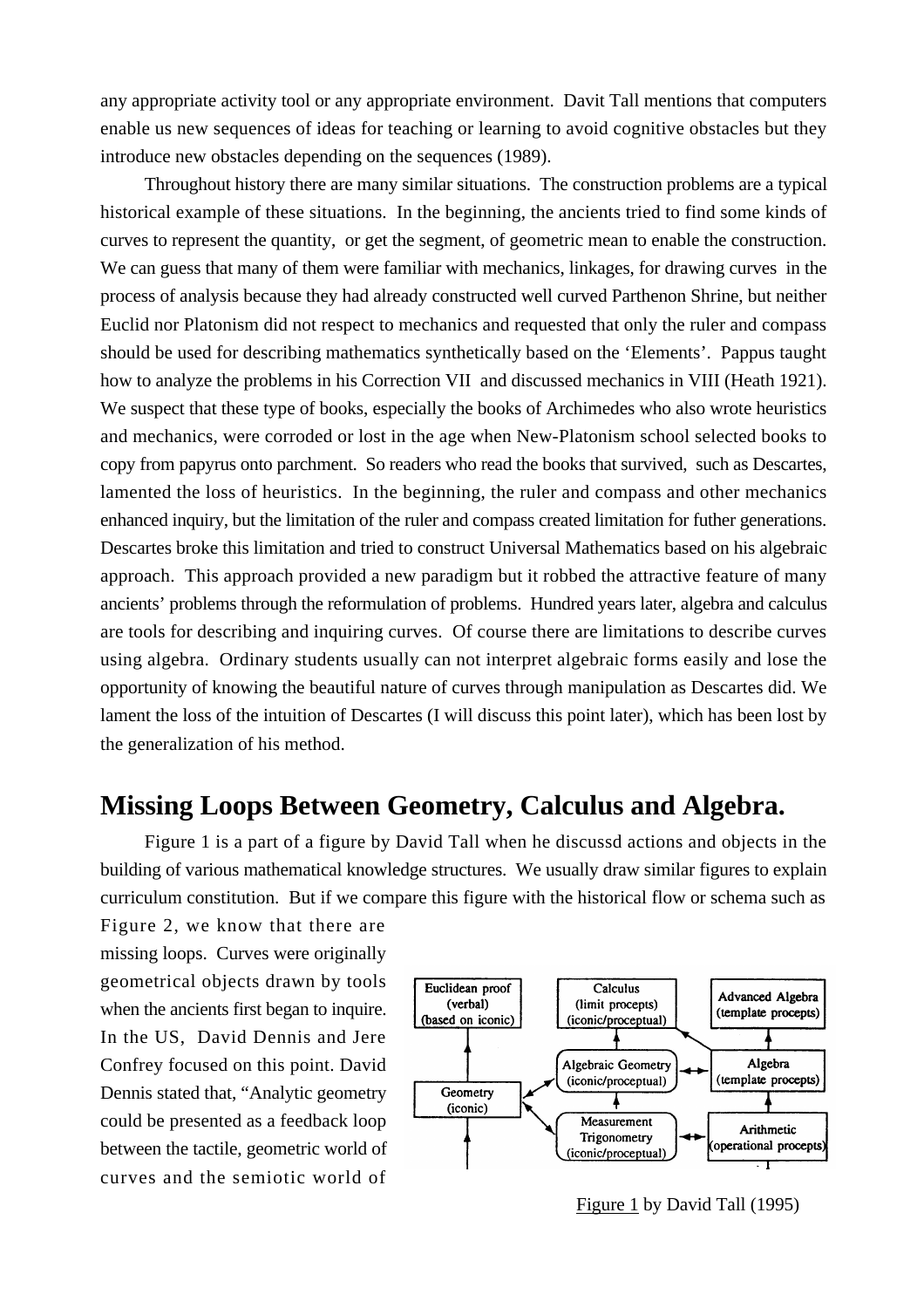any appropriate activity tool or any appropriate environment. Davit Tall mentions that computers enable us new sequences of ideas for teaching or learning to avoid cognitive obstacles but they introduce new obstacles depending on the sequences (1989).

Throughout history there are many similar situations. The construction problems are a typical historical example of these situations. In the beginning, the ancients tried to find some kinds of curves to represent the quantity, or get the segment, of geometric mean to enable the construction. We can guess that many of them were familiar with mechanics, linkages, for drawing curves in the process of analysis because they had already constructed well curved Parthenon Shrine, but neither Euclid nor Platonism did not respect to mechanics and requested that only the ruler and compass should be used for describing mathematics synthetically based on the 'Elements'. Pappus taught how to analyze the problems in his Correction VII and discussed mechanics in VIII (Heath 1921). We suspect that these type of books, especially the books of Archimedes who also wrote heuristics and mechanics, were corroded or lost in the age when New-Platonism school selected books to copy from papyrus onto parchment. So readers who read the books that survived, such as Descartes, lamented the loss of heuristics. In the beginning, the ruler and compass and other mechanics enhanced inquiry, but the limitation of the ruler and compass created limitation for futher generations. Descartes broke this limitation and tried to construct Universal Mathematics based on his algebraic approach. This approach provided a new paradigm but it robbed the attractive feature of many ancients' problems through the reformulation of problems. Hundred years later, algebra and calculus are tools for describing and inquiring curves. Of course there are limitations to describe curves using algebra. Ordinary students usually can not interpret algebraic forms easily and lose the opportunity of knowing the beautiful nature of curves through manipulation as Descartes did. We lament the loss of the intuition of Descartes (I will discuss this point later), which has been lost by the generalization of his method.

## Missing Loops Between Geometry, Calculus and Algebra.

Figure 1 is a part of a figure by David Tall when he discussd actions and objects in the building of various mathematical knowledge structures. We usually draw similar figures to explain curriculum constitution. But if we compare this figure with the historical flow or schema such as Figure 2, we know that there are missing loops. Curves were originally geometrical objects drawn by tools when the ancients first began to inquire. In the US, David Dennis and Jere Confrey focused on this point. David Dennis stated that, "Analytic geometry could be presented as a feedback loop between the tactile, geometric world of curves and the semiotic world of

Figure 1 by David Tall (1995)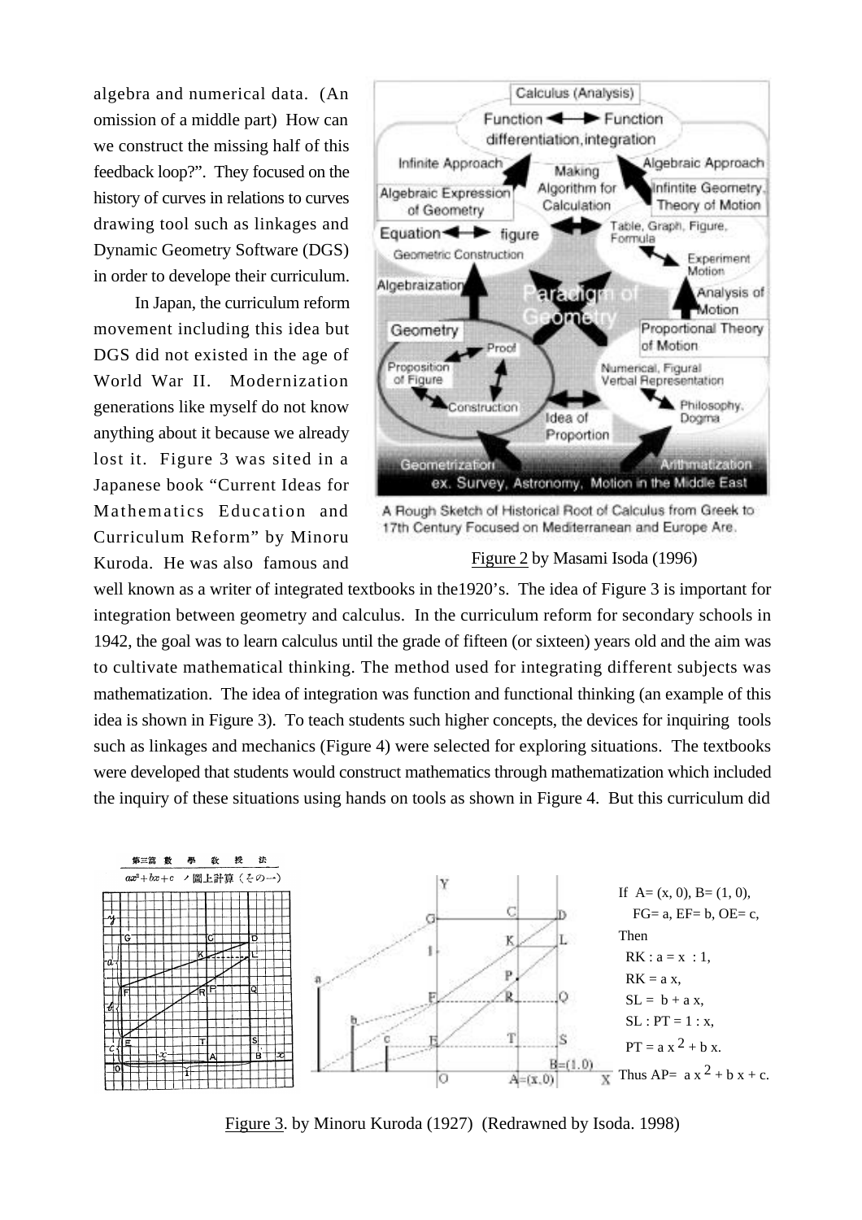algebra and numerical data. (An omission of a middle part) How can we construct the missing half of this feedback loop?". They focused on the history of curves in relations to curves drawing tool such as linkages and Dynamic Geometry Software (DGS) in order to develope their curriculum.

In Japan, the curriculum reform movement including this idea but DGS did not existed in the age of World War II. Modernization generations like myself do not know anything about it because we already lost it. Figure 3 was sited in a Japanese book "Current Ideas for Mathematics Education and Curriculum Reform" by Minoru Kuroda. He was also famous and well known as a writer of integrated textbooks in the1920's. The idea of Figure 3 is important for integration between geometry and calculus. In the curriculum reform for secondary schools in 1942, the goal was to learn calculus until the grade of fifteen (or sixteen) years old and the aim was to cultivate mathematical thinking. The method used for integrating different subjects was mathematization. The idea of integration was function and functional thinking (an example of this idea is shown in Figure 3). To teach students such higher concepts, the devices for inquiring tools such as linkages and mechanics (Figure 4) were selected for exploring situations. The textbooks were developed that students would construct mathematics through mathematization which included the inquiry of these situations using hands on tools as shown in Figure 4. But this curriculum did

A Rough Sketch of Historical Root of Calculus from Greek to 17th Century Focused on Mediterranean and Europe Are.

Figure 2 by Masami Isoda (1996)

If A= (x, 0), B= (1, 0),
FG= a, EF= b, OE= c,
Then
RK : a = x : 1,
RK = a x,
SL = b + a x,
SL : PT = 1 : x,
PT = $a x^2 + b x$.
Thus AP= $a x^2 + b x + c$.

Figure 3. by Minoru Kuroda (1927) (Redrawned by Isoda. 1998)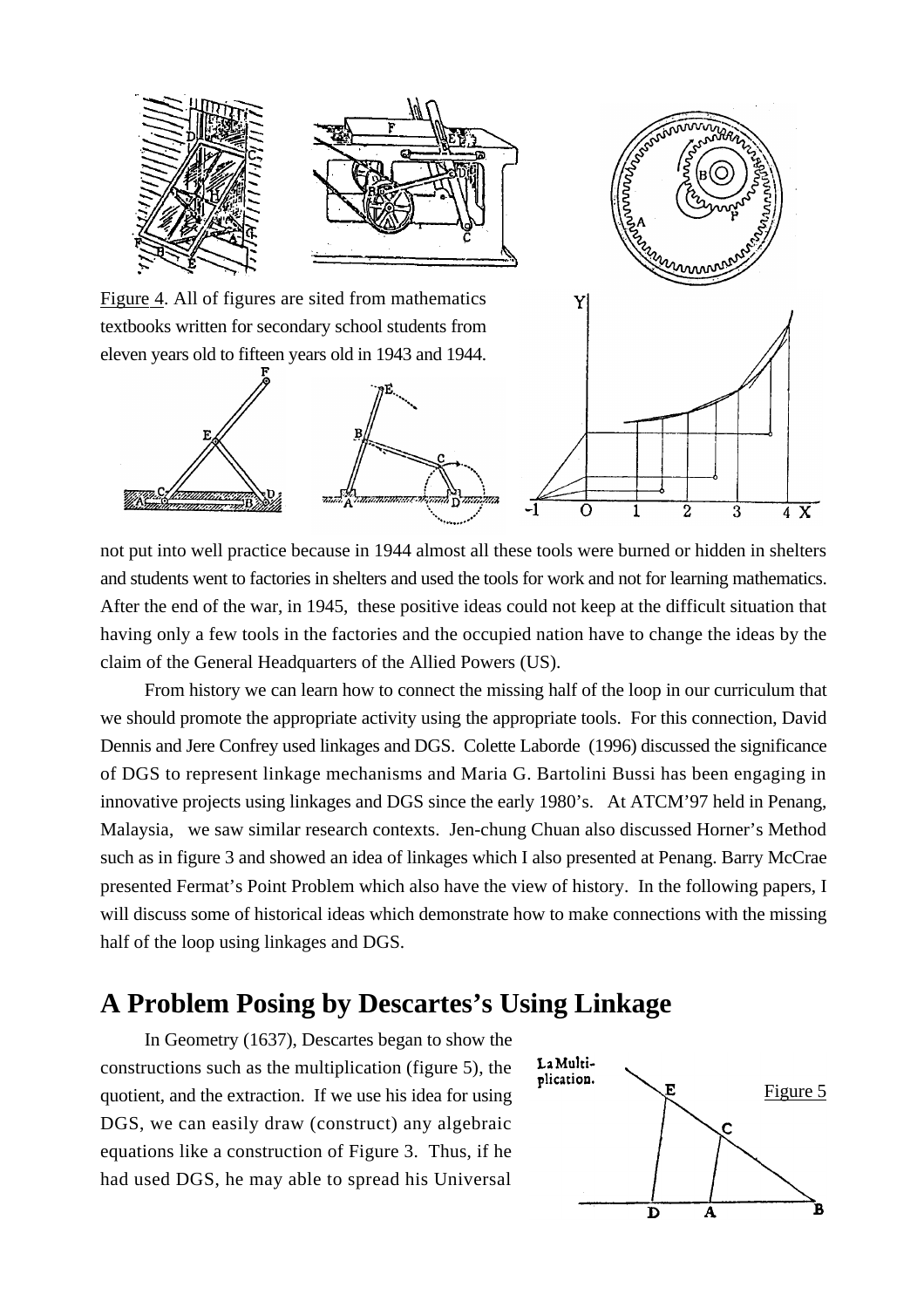Figure 4. All of figures are sited from mathematics textbooks written for secondary school students from eleven years old to fifteen years old in 1943 and 1944.

not put into well practice because in 1944 almost all these tools were burned or hidden in shelters and students went to factories in shelters and used the tools for work and not for learning mathematics. After the end of the war, in 1945, these positive ideas could not keep at the difficult situation that having only a few tools in the factories and the occupied nation have to change the ideas by the claim of the General Headquarters of the Allied Powers (US).

From history we can learn how to connect the missing half of the loop in our curriculum that we should promote the appropriate activity using the appropriate tools. For this connection, David Dennis and Jere Confrey used linkages and DGS. Colette Laborde (1996) discussed the significance of DGS to represent linkage mechanisms and Maria G. Bartolini Bussi has been engaging in innovative projects using linkages and DGS since the early 1980's. At ATCM'97 held in Penang, Malaysia, we saw similar research contexts. Jen-chung Chuan also discussed Horner's Method such as in figure 3 and showed an idea of linkages which I also presented at Penang. Barry McCrae presented Fermat's Point Problem which also have the view of history. In the following papers, I will discuss some of historical ideas which demonstrate how to make connections with the missing half of the loop using linkages and DGS.

## A Problem Posing by Descartes's Using Linkage

In Geometry (1637), Descartes began to show the constructions such as the multiplication (figure 5), the quotient, and the extraction. If we use his idea for using DGS, we can easily draw (construct) any algebraic equations like a construction of Figure 3. Thus, if he had used DGS, he may able to spread his Universal

Figure 5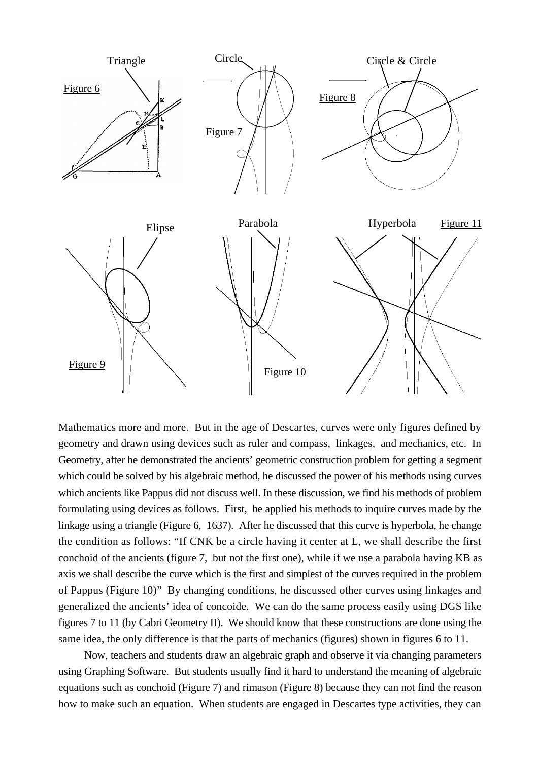Mathematics more and more. But in the age of Descartes, curves were only figures defined by geometry and drawn using devices such as ruler and compass, linkages, and mechanics, etc. In Geometry, after he demonstrated the ancients' geometric construction problem for getting a segment which could be solved by his algebraic method, he discussed the power of his methods using curves which ancients like Pappus did not discuss well. In these discussion, we find his methods of problem formulating using devices as follows. First, he applied his methods to inquire curves made by the linkage using a triangle (Figure 6, 1637). After he discussed that this curve is hyperbola, he change the condition as follows: "If CNK be a circle having it center at L, we shall describe the first conchoid of the ancients (figure 7, but not the first one), while if we use a parabola having KB as axis we shall describe the curve which is the first and simplest of the curves required in the problem of Pappus (Figure 10)" By changing conditions, he discussed other curves using linkages and generalized the ancients' idea of concoide. We can do the same process easily using DGS like figures 7 to 11 (by Cabri Geometry II). We should know that these constructions are done using the same idea, the only difference is that the parts of mechanics (figures) shown in figures 6 to 11.

Now, teachers and students draw an algebraic graph and observe it via changing parameters using Graphing Software. But students usually find it hard to understand the meaning of algebraic equations such as conchoid (Figure 7) and rimason (Figure 8) because they can not find the reason how to make such an equation. When students are engaged in Descartes type activities, they can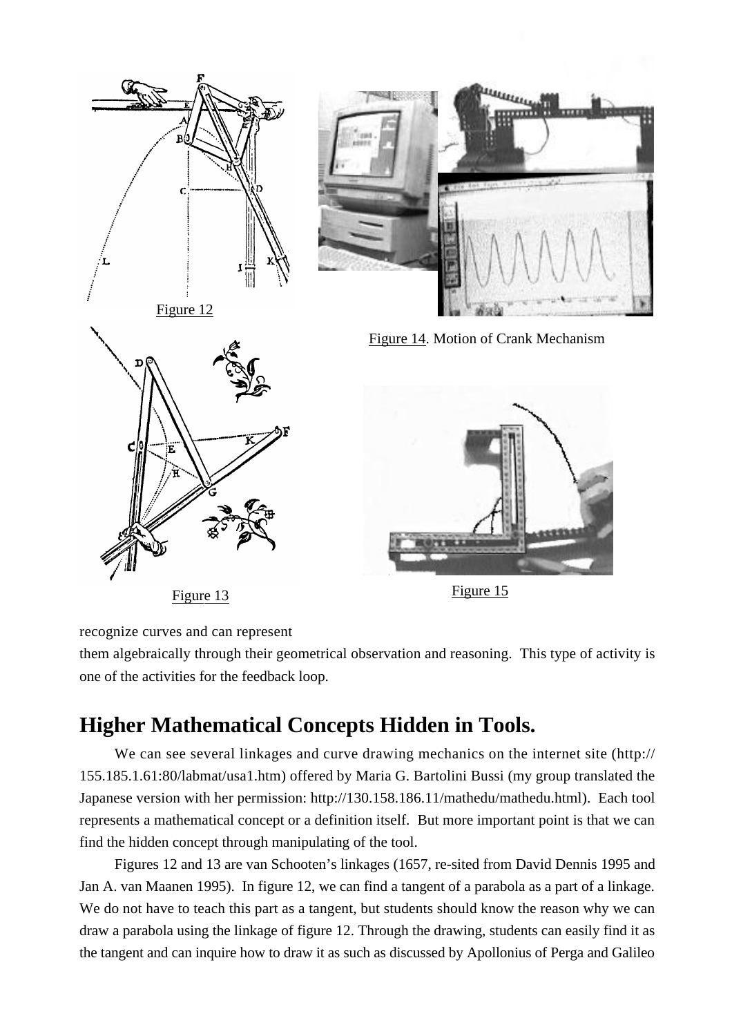Figure 12

Figure 14. Motion of Crank Mechanism

Figure 13

Figure 15

recognize curves and can represent them algebraically through their geometrical observation and reasoning. This type of activity is one of the activities for the feedback loop.

## Higher Mathematical Concepts Hidden in Tools.

We can see several linkages and curve drawing mechanics on the internet site (http://155.185.1.61:80/labmat/usa1.htm) offered by Maria G. Bartolini Bussi (my group translated the Japanese version with her permission: http://130.158.186.11/mathedu/mathedu.html). Each tool represents a mathematical concept or a definition itself. But more important point is that we can find the hidden concept through manipulating of the tool.

Figures 12 and 13 are van Schooten's linkages (1657, re-sited from David Dennis 1995 and Jan A. van Maanen 1995). In figure 12, we can find a tangent of a parabola as a part of a linkage. We do not have to teach this part as a tangent, but students should know the reason why we can draw a parabola using the linkage of figure 12. Through the drawing, students can easily find it as the tangent and can inquire how to draw it as such as discussed by Apollonius of Perga and Galileo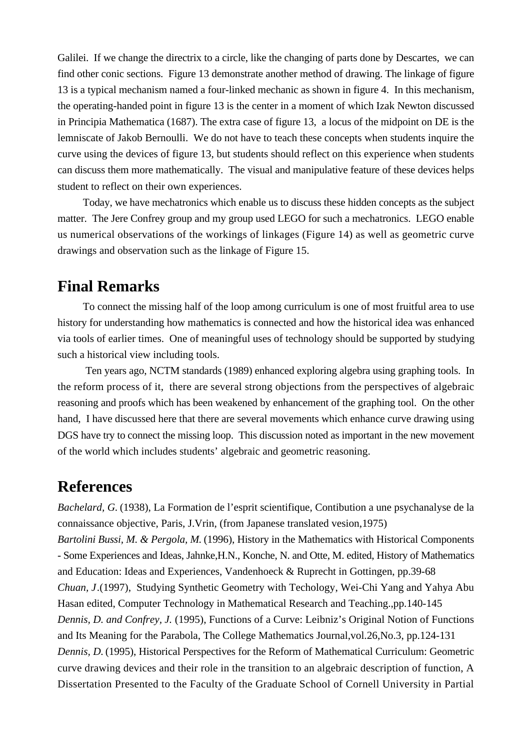Galilei. If we change the directrix to a circle, like the changing of parts done by Descartes, we can find other conic sections. Figure 13 demonstrate another method of drawing. The linkage of figure 13 is a typical mechanism named a four-linked mechanic as shown in figure 4. In this mechanism, the operating-handed point in figure 13 is the center in a moment of which Izak Newton discussed in Principia Mathematica (1687). The extra case of figure 13, a locus of the midpoint on DE is the lemniscate of Jakob Bernoulli. We do not have to teach these concepts when students inquire the curve using the devices of figure 13, but students should reflect on this experience when students can discuss them more mathematically. The visual and manipulative feature of these devices helps student to reflect on their own experiences.

Today, we have mechatronics which enable us to discuss these hidden concepts as the subject matter. The Jere Confrey group and my group used LEGO for such a mechatronics. LEGO enable us numerical observations of the workings of linkages (Figure 14) as well as geometric curve drawings and observation such as the linkage of Figure 15.

## Final Remarks

To connect the missing half of the loop among curriculum is one of most fruitful area to use history for understanding how mathematics is connected and how the historical idea was enhanced via tools of earlier times. One of meaningful uses of technology should be supported by studying such a historical view including tools.

Ten years ago, NCTM standards (1989) enhanced exploring algebra using graphing tools. In the reform process of it, there are several strong objections from the perspectives of algebraic reasoning and proofs which has been weakened by enhancement of the graphing tool. On the other hand, I have discussed here that there are several movements which enhance curve drawing using DGS have try to connect the missing loop. This discussion noted as important in the new movement of the world which includes students' algebraic and geometric reasoning.

## References

*Bachelard, G.* (1938), La Formation de l'esprit scientifique, Contibution a une psychanalyse de la connaissance objective, Paris, J.Vrin, (from Japanese translated vesion,1975)

*Bartolini Bussi, M. & Pergola, M.* (1996), History in the Mathematics with Historical Components - Some Experiences and Ideas, Jahnke,H.N., Konche, N. and Otte, M. edited, History of Mathematics and Education: Ideas and Experiences, Vandenhoeck & Ruprecht in Gottingen, pp.39-68

*Chuan, J*.(1997), Studying Synthetic Geometry with Techology, Wei-Chi Yang and Yahya Abu Hasan edited, Computer Technology in Mathematical Research and Teaching.,pp.140-145

*Dennis, D. and Confrey, J.* (1995), Functions of a Curve: Leibniz's Original Notion of Functions and Its Meaning for the Parabola, The College Mathematics Journal,vol.26,No.3, pp.124-131

*Dennis, D.* (1995), Historical Perspectives for the Reform of Mathematical Curriculum: Geometric curve drawing devices and their role in the transition to an algebraic description of function, A Dissertation Presented to the Faculty of the Graduate School of Cornell University in Partial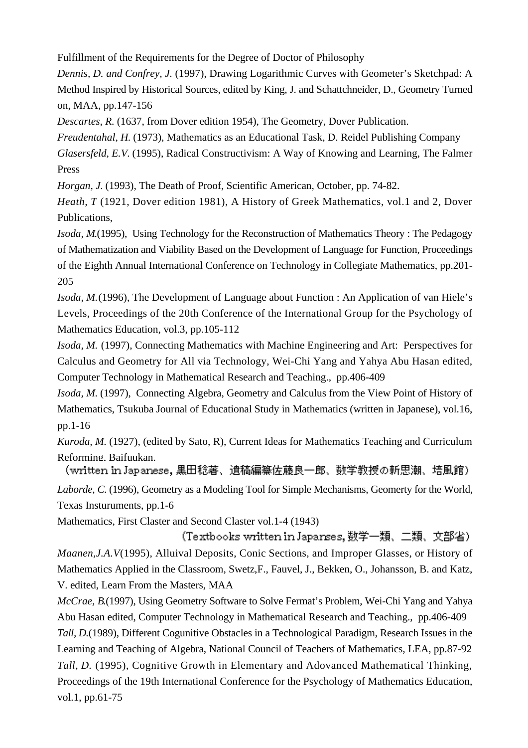Fulfillment of the Requirements for the Degree of Doctor of Philosophy

*Dennis, D. and Confrey, J.* (1997), Drawing Logarithmic Curves with Geometer's Sketchpad: A Method Inspired by Historical Sources, edited by King, J. and Schattchneider, D., Geometry Turned on, MAA, pp.147-156

*Descartes, R.* (1637, from Dover edition 1954), The Geometry, Dover Publication.

*Freudentahal, H.* (1973), Mathematics as an Educational Task, D. Reidel Publishing Company

*Glasersfeld, E.V.* (1995), Radical Constructivism: A Way of Knowing and Learning, The Falmer Press

*Horgan, J.* (1993), The Death of Proof, Scientific American, October, pp. 74-82.

*Heath, T* (1921, Dover edition 1981), A History of Greek Mathematics, vol.1 and 2, Dover Publications,

*Isoda, M.*(1995), Using Technology for the Reconstruction of Mathematics Theory : The Pedagogy of Mathematization and Viability Based on the Development of Language for Function, Proceedings of the Eighth Annual International Conference on Technology in Collegiate Mathematics, pp.201-205

*Isoda, M.*(1996), The Development of Language about Function : An Application of van Hiele's Levels, Proceedings of the 20th Conference of the International Group for the Psychology of Mathematics Education, vol.3, pp.105-112

*Isoda, M.* (1997), Connecting Mathematics with Machine Engineering and Art: Perspectives for Calculus and Geometry for All via Technology, Wei-Chi Yang and Yahya Abu Hasan edited, Computer Technology in Mathematical Research and Teaching., pp.406-409

*Isoda, M.* (1997), Connecting Algebra, Geometry and Calculus from the View Point of History of Mathematics, Tsukuba Journal of Educational Study in Mathematics (written in Japanese), vol.16, pp.1-16

*Kuroda, M.* (1927), (edited by Sato, R), Current Ideas for Mathematics Teaching and Curriculum Reforming, Baifuukan.
（written in Japanese, 黒田稔著、遺稿編纂佐藤良一郎、数学教授の新思潮、培風館）

*Laborde, C.* (1996), Geometry as a Modeling Tool for Simple Mechanisms, Geomerty for the World, Texas Insturuments, pp.1-6

Mathematics, First Claster and Second Claster vol.1-4 (1943)
（Textbooks written in Japanses, 数学一類、二類、文部省）

*Maanen,J.A.V*(1995), Alluival Deposits, Conic Sections, and Improper Glasses, or History of Mathematics Applied in the Classroom, Swetz,F., Fauvel, J., Bekken, O., Johansson, B. and Katz, V. edited, Learn From the Masters, MAA

*McCrae, B.*(1997), Using Geometry Software to Solve Fermat's Problem, Wei-Chi Yang and Yahya Abu Hasan edited, Computer Technology in Mathematical Research and Teaching., pp.406-409

*Tall, D.*(1989), Different Cogunitive Obstacles in a Technological Paradigm, Research Issues in the Learning and Teaching of Algebra, National Council of Teachers of Mathematics, LEA, pp.87-92

*Tall, D.* (1995), Cognitive Growth in Elementary and Adovanced Mathematical Thinking, Proceedings of the 19th International Conference for the Psychology of Mathematics Education, vol.1, pp.61-75